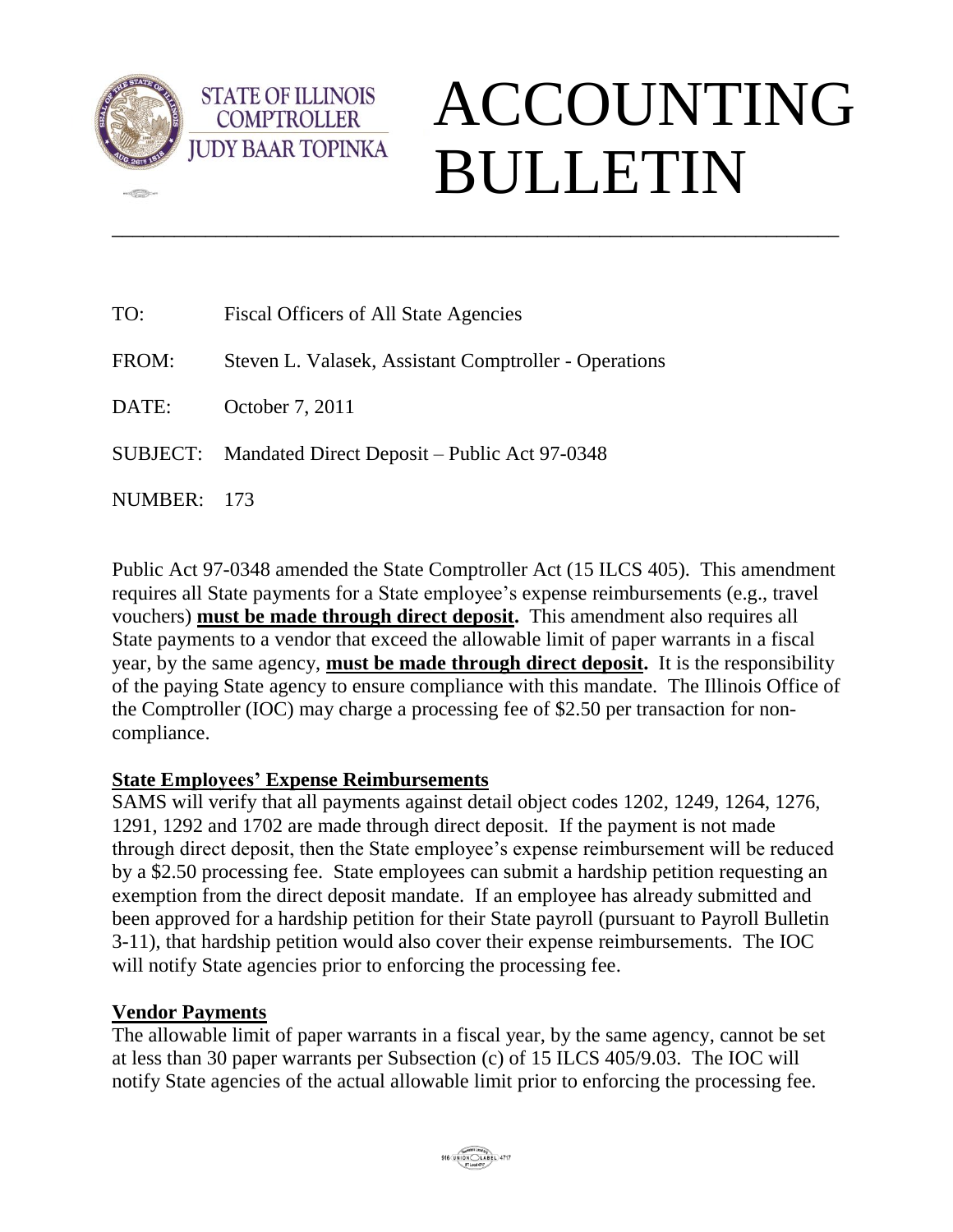STATE OF ILLINOIS
COMPTROLLER
JUDY BAAR TOPINKA

# ACCOUNTING BULLETIN

---

TO: Fiscal Officers of All State Agencies

FROM: Steven L. Valasek, Assistant Comptroller - Operations

DATE: October 7, 2011

SUBJECT: Mandated Direct Deposit – Public Act 97-0348

NUMBER: 173

Public Act 97-0348 amended the State Comptroller Act (15 ILCS 405). This amendment requires all State payments for a State employee's expense reimbursements (e.g., travel vouchers) **must be made through direct deposit.** This amendment also requires all State payments to a vendor that exceed the allowable limit of paper warrants in a fiscal year, by the same agency, **must be made through direct deposit.** It is the responsibility of the paying State agency to ensure compliance with this mandate. The Illinois Office of the Comptroller (IOC) may charge a processing fee of $2.50 per transaction for non-compliance.

## State Employees' Expense Reimbursements

SAMS will verify that all payments against detail object codes 1202, 1249, 1264, 1276, 1291, 1292 and 1702 are made through direct deposit. If the payment is not made through direct deposit, then the State employee's expense reimbursement will be reduced by a $2.50 processing fee. State employees can submit a hardship petition requesting an exemption from the direct deposit mandate. If an employee has already submitted and been approved for a hardship petition for their State payroll (pursuant to Payroll Bulletin 3-11), that hardship petition would also cover their expense reimbursements. The IOC will notify State agencies prior to enforcing the processing fee.

## Vendor Payments

The allowable limit of paper warrants in a fiscal year, by the same agency, cannot be set at less than 30 paper warrants per Subsection (c) of 15 ILCS 405/9.03. The IOC will notify State agencies of the actual allowable limit prior to enforcing the processing fee.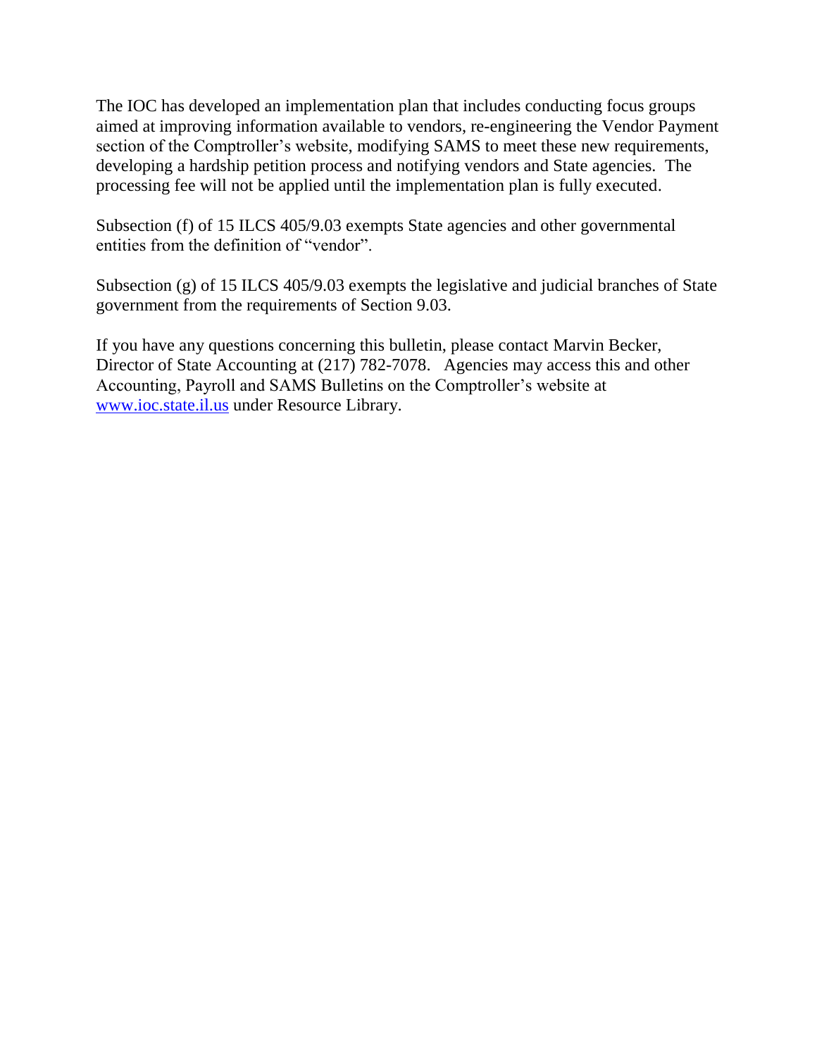The IOC has developed an implementation plan that includes conducting focus groups aimed at improving information available to vendors, re-engineering the Vendor Payment section of the Comptroller's website, modifying SAMS to meet these new requirements, developing a hardship petition process and notifying vendors and State agencies. The processing fee will not be applied until the implementation plan is fully executed.

Subsection (f) of 15 ILCS 405/9.03 exempts State agencies and other governmental entities from the definition of "vendor".

Subsection (g) of 15 ILCS 405/9.03 exempts the legislative and judicial branches of State government from the requirements of Section 9.03.

If you have any questions concerning this bulletin, please contact Marvin Becker, Director of State Accounting at (217) 782-7078. Agencies may access this and other Accounting, Payroll and SAMS Bulletins on the Comptroller's website at [www.ioc.state.il.us](http://www.ioc.state.il.us) under Resource Library.